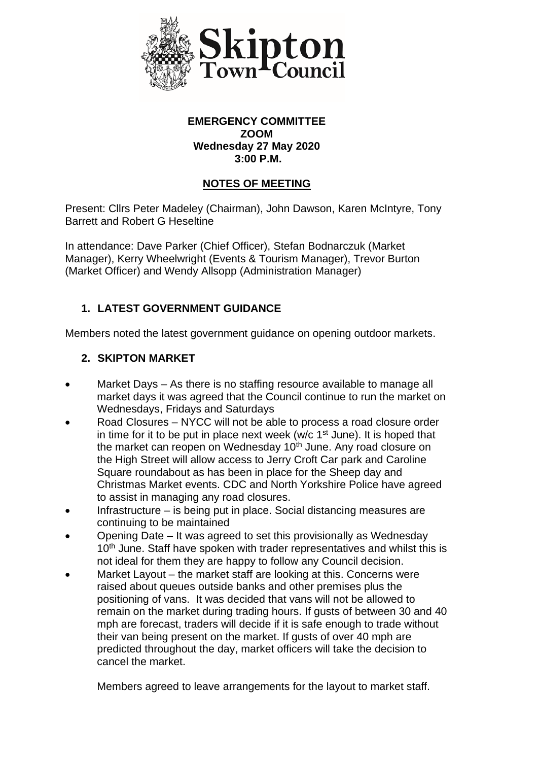**EMERGENCY COMMITTEE**
**ZOOM**
**Wednesday 27 May 2020**
**3:00 P.M.**

## NOTES OF MEETING

Present: Cllrs Peter Madeley (Chairman), John Dawson, Karen McIntyre, Tony Barrett and Robert G Heseltine

In attendance: Dave Parker (Chief Officer), Stefan Bodnarczuk (Market Manager), Kerry Wheelwright (Events & Tourism Manager), Trevor Burton (Market Officer) and Wendy Allsopp (Administration Manager)

### 1. LATEST GOVERNMENT GUIDANCE

Members noted the latest government guidance on opening outdoor markets.

### 2. SKIPTON MARKET

- Market Days – As there is no staffing resource available to manage all market days it was agreed that the Council continue to run the market on Wednesdays, Fridays and Saturdays
- Road Closures – NYCC will not be able to process a road closure order in time for it to be put in place next week (w/c 1st June). It is hoped that the market can reopen on Wednesday 10th June. Any road closure on the High Street will allow access to Jerry Croft Car park and Caroline Square roundabout as has been in place for the Sheep day and Christmas Market events. CDC and North Yorkshire Police have agreed to assist in managing any road closures.
- Infrastructure – is being put in place. Social distancing measures are continuing to be maintained
- Opening Date – It was agreed to set this provisionally as Wednesday 10th June. Staff have spoken with trader representatives and whilst this is not ideal for them they are happy to follow any Council decision.
- Market Layout – the market staff are looking at this. Concerns were raised about queues outside banks and other premises plus the positioning of vans. It was decided that vans will not be allowed to remain on the market during trading hours. If gusts of between 30 and 40 mph are forecast, traders will decide if it is safe enough to trade without their van being present on the market. If gusts of over 40 mph are predicted throughout the day, market officers will take the decision to cancel the market.

  Members agreed to leave arrangements for the layout to market staff.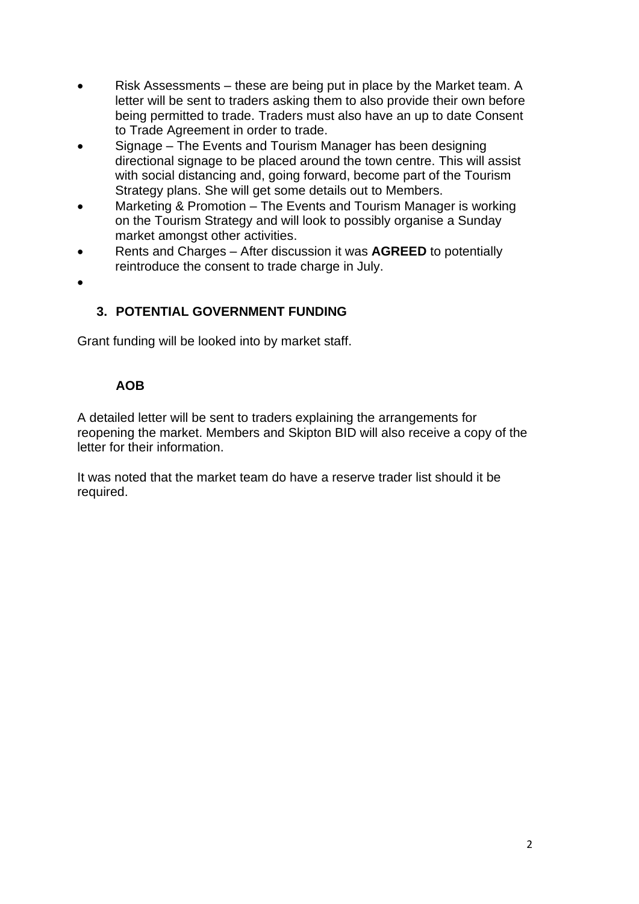- Risk Assessments – these are being put in place by the Market team. A letter will be sent to traders asking them to also provide their own before being permitted to trade. Traders must also have an up to date Consent to Trade Agreement in order to trade.
- Signage – The Events and Tourism Manager has been designing directional signage to be placed around the town centre. This will assist with social distancing and, going forward, become part of the Tourism Strategy plans. She will get some details out to Members.
- Marketing & Promotion – The Events and Tourism Manager is working on the Tourism Strategy and will look to possibly organise a Sunday market amongst other activities.
- Rents and Charges – After discussion it was **AGREED** to potentially reintroduce the consent to trade charge in July.

### 3. POTENTIAL GOVERNMENT FUNDING

Grant funding will be looked into by market staff.

### AOB

A detailed letter will be sent to traders explaining the arrangements for reopening the market. Members and Skipton BID will also receive a copy of the letter for their information.

It was noted that the market team do have a reserve trader list should it be required.